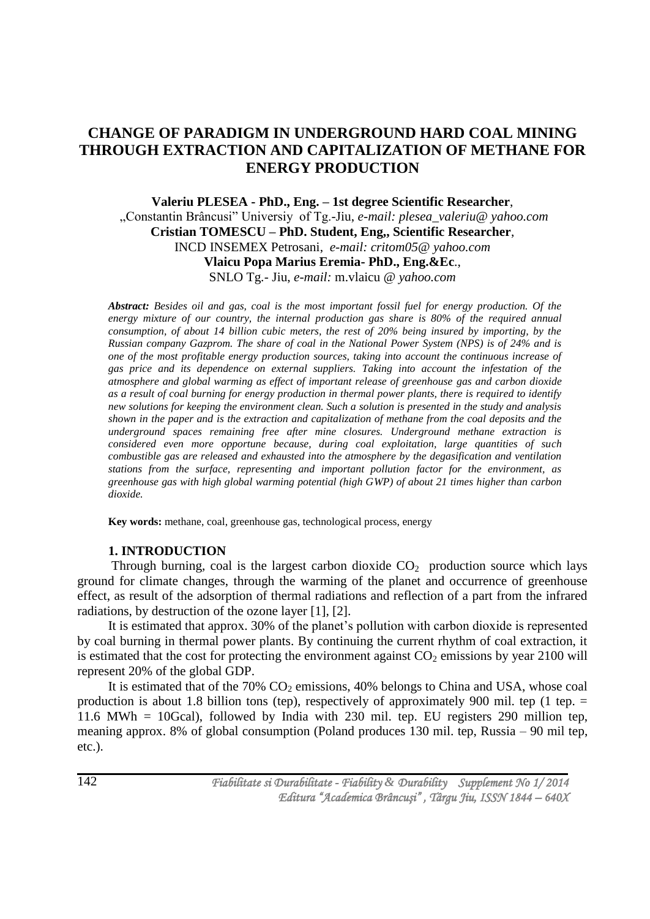# CHANGE OF PARADIGM IN UNDERGROUND HARD COAL MINING THROUGH EXTRACTION AND CAPITALIZATION OF METHANE FOR ENERGY PRODUCTION

**Valeriu PLESEA - PhD., Eng. – 1st degree Scientific Researcher**,
„Constantin Brâncusi" Universiy of Tg.-Jiu, *e-mail: plesea_valeriu@ yahoo.com*
**Cristian TOMESCU – PhD. Student, Eng,, Scientific Researcher**,
INCD INSEMEX Petrosani, *e-mail: critom05@ yahoo.com*
**Vlaicu Popa Marius Eremia- PhD., Eng.&Ec.**,
SNLO Tg.- Jiu, *e-mail:* m.vlaicu @ *yahoo.com*

***Abstract:*** *Besides oil and gas, coal is the most important fossil fuel for energy production. Of the energy mixture of our country, the internal production gas share is 80% of the required annual consumption, of about 14 billion cubic meters, the rest of 20% being insured by importing, by the Russian company Gazprom. The share of coal in the National Power System (NPS) is of 24% and is one of the most profitable energy production sources, taking into account the continuous increase of gas price and its dependence on external suppliers. Taking into account the infestation of the atmosphere and global warming as effect of important release of greenhouse gas and carbon dioxide as a result of coal burning for energy production in thermal power plants, there is required to identify new solutions for keeping the environment clean. Such a solution is presented in the study and analysis shown in the paper and is the extraction and capitalization of methane from the coal deposits and the underground spaces remaining free after mine closures. Underground methane extraction is considered even more opportune because, during coal exploitation, large quantities of such combustible gas are released and exhausted into the atmosphere by the degasification and ventilation stations from the surface, representing and important pollution factor for the environment, as greenhouse gas with high global warming potential (high GWP) of about 21 times higher than carbon dioxide.*

**Key words:** methane, coal, greenhouse gas, technological process, energy

## 1. INTRODUCTION

Through burning, coal is the largest carbon dioxide $CO_2$ production source which lays ground for climate changes, through the warming of the planet and occurrence of greenhouse effect, as result of the adsorption of thermal radiations and reflection of a part from the infrared radiations, by destruction of the ozone layer [1], [2].

It is estimated that approx. 30% of the planet's pollution with carbon dioxide is represented by coal burning in thermal power plants. By continuing the current rhythm of coal extraction, it is estimated that the cost for protecting the environment against $CO_2$ emissions by year 2100 will represent 20% of the global GDP.

It is estimated that of the 70% $CO_2$ emissions, 40% belongs to China and USA, whose coal production is about 1.8 billion tons (tep), respectively of approximately 900 mil. tep (1 tep. = 11.6 MWh = 10Gcal), followed by India with 230 mil. tep. EU registers 290 million tep, meaning approx. 8% of global consumption (Poland produces 130 mil. tep, Russia – 90 mil tep, etc.).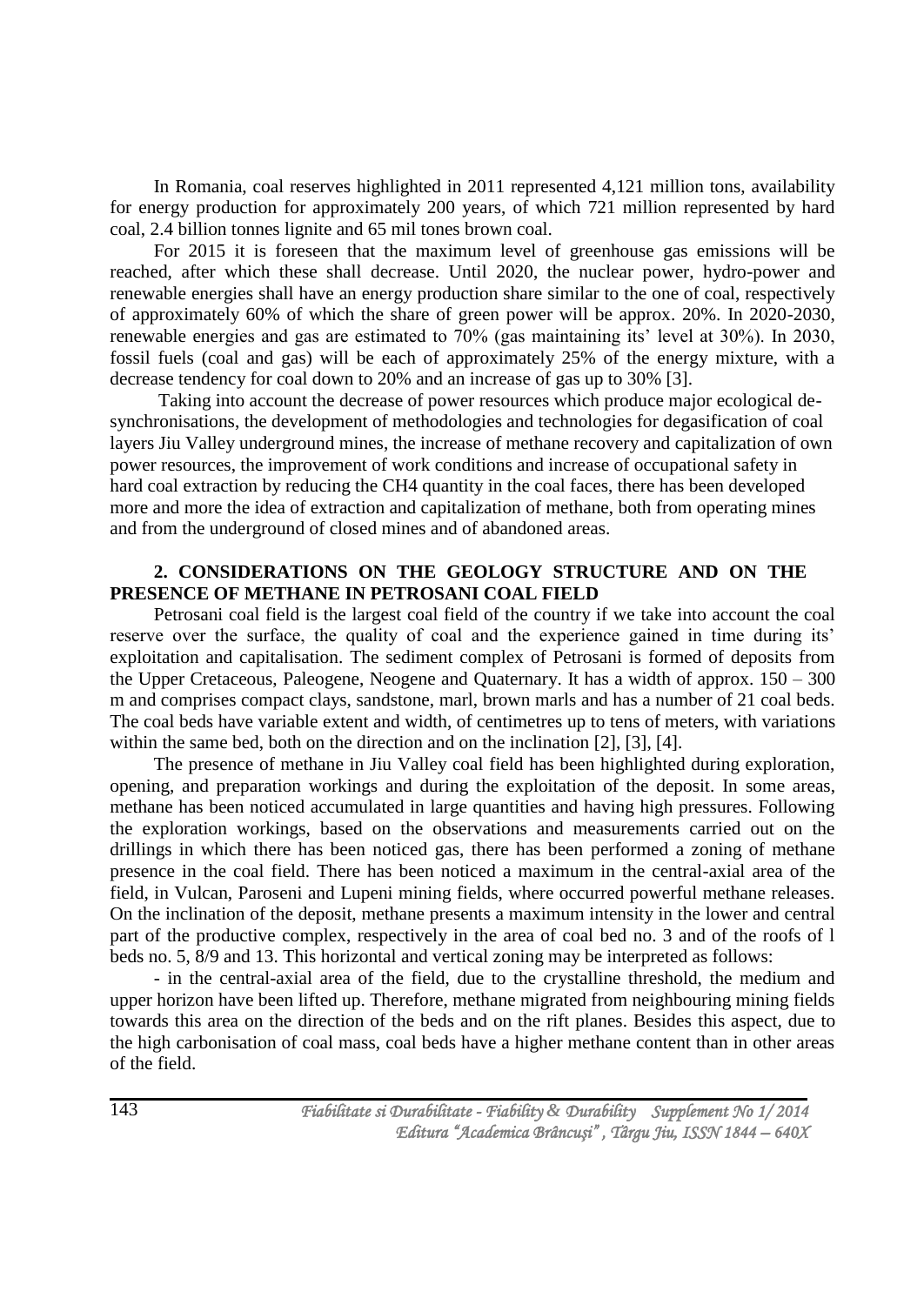In Romania, coal reserves highlighted in 2011 represented 4,121 million tons, availability for energy production for approximately 200 years, of which 721 million represented by hard coal, 2.4 billion tonnes lignite and 65 mil tones brown coal.

For 2015 it is foreseen that the maximum level of greenhouse gas emissions will be reached, after which these shall decrease. Until 2020, the nuclear power, hydro-power and renewable energies shall have an energy production share similar to the one of coal, respectively of approximately 60% of which the share of green power will be approx. 20%. In 2020-2030, renewable energies and gas are estimated to 70% (gas maintaining its' level at 30%). In 2030, fossil fuels (coal and gas) will be each of approximately 25% of the energy mixture, with a decrease tendency for coal down to 20% and an increase of gas up to 30% [3].

Taking into account the decrease of power resources which produce major ecological de-synchronisations, the development of methodologies and technologies for degasification of coal layers Jiu Valley underground mines, the increase of methane recovery and capitalization of own power resources, the improvement of work conditions and increase of occupational safety in hard coal extraction by reducing the $CH_4$ quantity in the coal faces, there has been developed more and more the idea of extraction and capitalization of methane, both from operating mines and from the underground of closed mines and of abandoned areas.

## 2. CONSIDERATIONS ON THE GEOLOGY STRUCTURE AND ON THE PRESENCE OF METHANE IN PETROSANI COAL FIELD

Petrosani coal field is the largest coal field of the country if we take into account the coal reserve over the surface, the quality of coal and the experience gained in time during its' exploitation and capitalisation. The sediment complex of Petrosani is formed of deposits from the Upper Cretaceous, Paleogene, Neogene and Quaternary. It has a width of approx. 150 – 300 m and comprises compact clays, sandstone, marl, brown marls and has a number of 21 coal beds. The coal beds have variable extent and width, of centimetres up to tens of meters, with variations within the same bed, both on the direction and on the inclination [2], [3], [4].

The presence of methane in Jiu Valley coal field has been highlighted during exploration, opening, and preparation workings and during the exploitation of the deposit. In some areas, methane has been noticed accumulated in large quantities and having high pressures. Following the exploration workings, based on the observations and measurements carried out on the drillings in which there has been noticed gas, there has been performed a zoning of methane presence in the coal field. There has been noticed a maximum in the central-axial area of the field, in Vulcan, Paroseni and Lupeni mining fields, where occurred powerful methane releases. On the inclination of the deposit, methane presents a maximum intensity in the lower and central part of the productive complex, respectively in the area of coal bed no. 3 and of the roofs of l beds no. 5, 8/9 and 13. This horizontal and vertical zoning may be interpreted as follows:

- in the central-axial area of the field, due to the crystalline threshold, the medium and upper horizon have been lifted up. Therefore, methane migrated from neighbouring mining fields towards this area on the direction of the beds and on the rift planes. Besides this aspect, due to the high carbonisation of coal mass, coal beds have a higher methane content than in other areas of the field.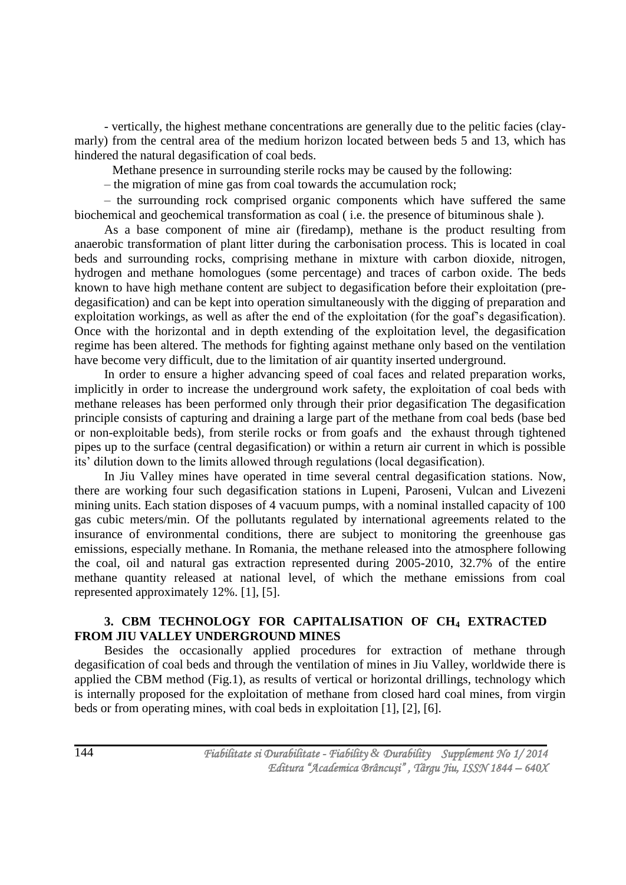- vertically, the highest methane concentrations are generally due to the pelitic facies (clay-marly) from the central area of the medium horizon located between beds 5 and 13, which has hindered the natural degasification of coal beds.

Methane presence in surrounding sterile rocks may be caused by the following:

– the migration of mine gas from coal towards the accumulation rock;

– the surrounding rock comprised organic components which have suffered the same biochemical and geochemical transformation as coal ( i.e. the presence of bituminous shale ).

As a base component of mine air (firedamp), methane is the product resulting from anaerobic transformation of plant litter during the carbonisation process. This is located in coal beds and surrounding rocks, comprising methane in mixture with carbon dioxide, nitrogen, hydrogen and methane homologues (some percentage) and traces of carbon oxide. The beds known to have high methane content are subject to degasification before their exploitation (pre-degasification) and can be kept into operation simultaneously with the digging of preparation and exploitation workings, as well as after the end of the exploitation (for the goaf's degasification). Once with the horizontal and in depth extending of the exploitation level, the degasification regime has been altered. The methods for fighting against methane only based on the ventilation have become very difficult, due to the limitation of air quantity inserted underground.

In order to ensure a higher advancing speed of coal faces and related preparation works, implicitly in order to increase the underground work safety, the exploitation of coal beds with methane releases has been performed only through their prior degasification The degasification principle consists of capturing and draining a large part of the methane from coal beds (base bed or non-exploitable beds), from sterile rocks or from goafs and the exhaust through tightened pipes up to the surface (central degasification) or within a return air current in which is possible its' dilution down to the limits allowed through regulations (local degasification).

In Jiu Valley mines have operated in time several central degasification stations. Now, there are working four such degasification stations in Lupeni, Paroseni, Vulcan and Livezeni mining units. Each station disposes of 4 vacuum pumps, with a nominal installed capacity of 100 gas cubic meters/min. Of the pollutants regulated by international agreements related to the insurance of environmental conditions, there are subject to monitoring the greenhouse gas emissions, especially methane. In Romania, the methane released into the atmosphere following the coal, oil and natural gas extraction represented during 2005-2010, 32.7% of the entire methane quantity released at national level, of which the methane emissions from coal represented approximately 12%. [1], [5].

## 3. CBM TECHNOLOGY FOR CAPITALISATION OF $CH_4$ EXTRACTED FROM JIU VALLEY UNDERGROUND MINES

Besides the occasionally applied procedures for extraction of methane through degasification of coal beds and through the ventilation of mines in Jiu Valley, worldwide there is applied the CBM method (Fig.1), as results of vertical or horizontal drillings, technology which is internally proposed for the exploitation of methane from closed hard coal mines, from virgin beds or from operating mines, with coal beds in exploitation [1], [2], [6].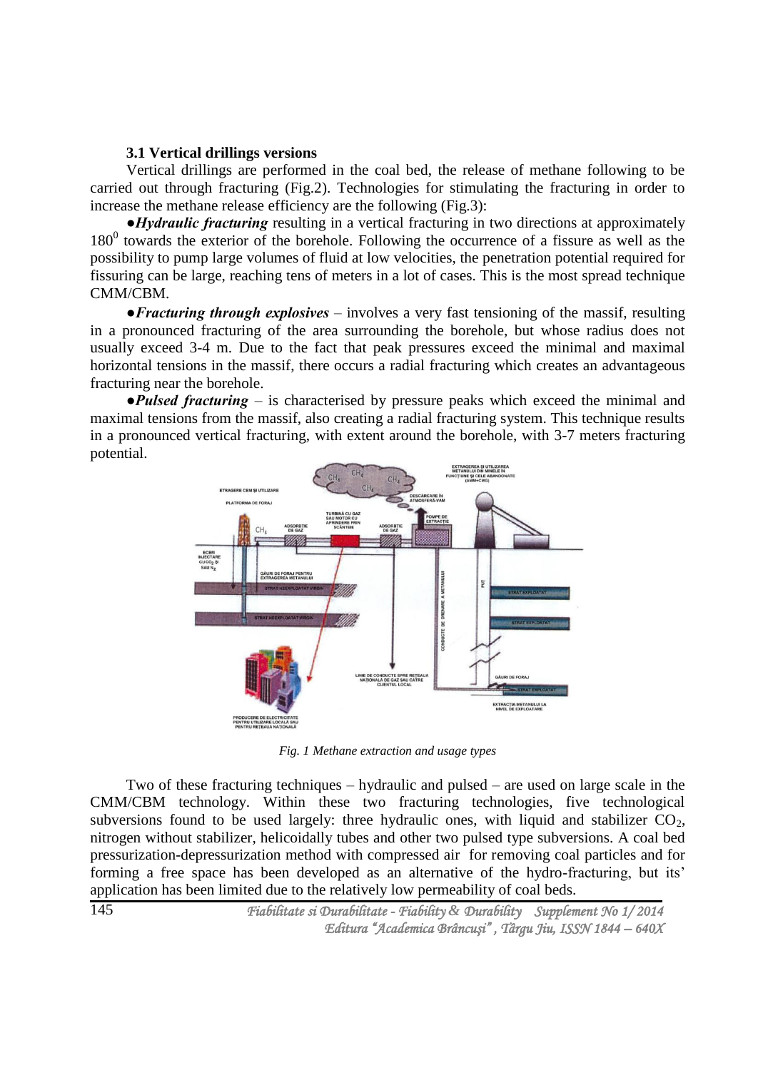### 3.1 Vertical drillings versions

Vertical drillings are performed in the coal bed, the release of methane following to be carried out through fracturing (Fig.2). Technologies for stimulating the fracturing in order to increase the methane release efficiency are the following (Fig.3):

●***Hydraulic fracturing*** resulting in a vertical fracturing in two directions at approximately $180^0$ towards the exterior of the borehole. Following the occurrence of a fissure as well as the possibility to pump large volumes of fluid at low velocities, the penetration potential required for fissuring can be large, reaching tens of meters in a lot of cases. This is the most spread technique CMM/CBM.

●***Fracturing through explosives*** – involves a very fast tensioning of the massif, resulting in a pronounced fracturing of the area surrounding the borehole, but whose radius does not usually exceed 3-4 m. Due to the fact that peak pressures exceed the minimal and maximal horizontal tensions in the massif, there occurs a radial fracturing which creates an advantageous fracturing near the borehole.

●***Pulsed fracturing*** – is characterised by pressure peaks which exceed the minimal and maximal tensions from the massif, also creating a radial fracturing system. This technique results in a pronounced vertical fracturing, with extent around the borehole, with 3-7 meters fracturing potential.

*Fig. 1 Methane extraction and usage types*

Two of these fracturing techniques – hydraulic and pulsed – are used on large scale in the CMM/CBM technology. Within these two fracturing technologies, five technological subversions found to be used largely: three hydraulic ones, with liquid and stabilizer $CO_2$, nitrogen without stabilizer, helicoidally tubes and other two pulsed type subversions. A coal bed pressurization-depressurization method with compressed air for removing coal particles and for forming a free space has been developed as an alternative of the hydro-fracturing, but its' application has been limited due to the relatively low permeability of coal beds.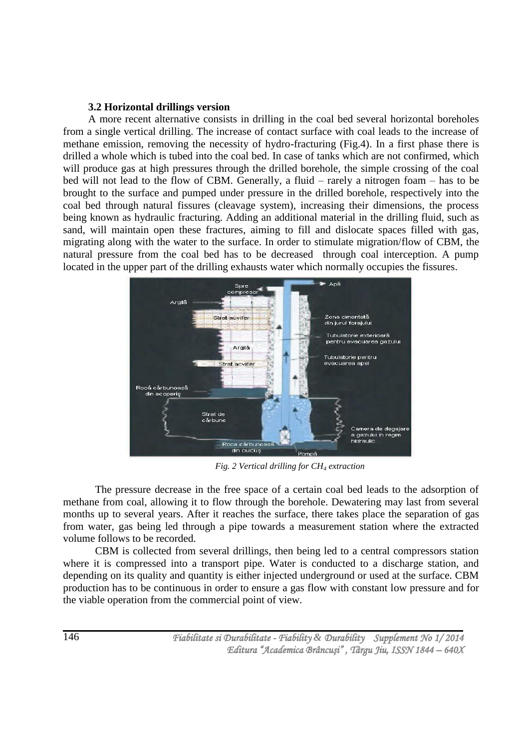### 3.2 Horizontal drillings version

A more recent alternative consists in drilling in the coal bed several horizontal boreholes from a single vertical drilling. The increase of contact surface with coal leads to the increase of methane emission, removing the necessity of hydro-fracturing (Fig.4). In a first phase there is drilled a whole which is tubed into the coal bed. In case of tanks which are not confirmed, which will produce gas at high pressures through the drilled borehole, the simple crossing of the coal bed will not lead to the flow of CBM. Generally, a fluid – rarely a nitrogen foam – has to be brought to the surface and pumped under pressure in the drilled borehole, respectively into the coal bed through natural fissures (cleavage system), increasing their dimensions, the process being known as hydraulic fracturing. Adding an additional material in the drilling fluid, such as sand, will maintain open these fractures, aiming to fill and dislocate spaces filled with gas, migrating along with the water to the surface. In order to stimulate migration/flow of CBM, the natural pressure from the coal bed has to be decreased through coal interception. A pump located in the upper part of the drilling exhausts water which normally occupies the fissures.

*Fig. 2 Vertical drilling for $CH_4$ extraction*

The pressure decrease in the free space of a certain coal bed leads to the adsorption of methane from coal, allowing it to flow through the borehole. Dewatering may last from several months up to several years. After it reaches the surface, there takes place the separation of gas from water, gas being led through a pipe towards a measurement station where the extracted volume follows to be recorded.

CBM is collected from several drillings, then being led to a central compressors station where it is compressed into a transport pipe. Water is conducted to a discharge station, and depending on its quality and quantity is either injected underground or used at the surface. CBM production has to be continuous in order to ensure a gas flow with constant low pressure and for the viable operation from the commercial point of view.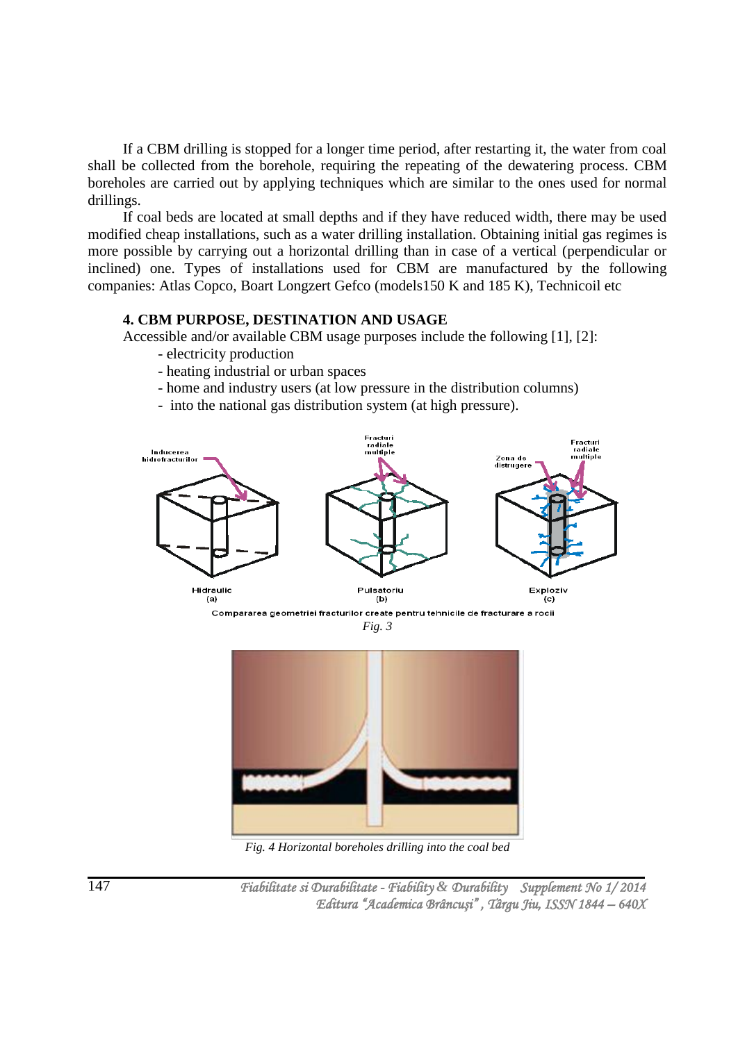If a CBM drilling is stopped for a longer time period, after restarting it, the water from coal shall be collected from the borehole, requiring the repeating of the dewatering process. CBM boreholes are carried out by applying techniques which are similar to the ones used for normal drillings.

If coal beds are located at small depths and if they have reduced width, there may be used modified cheap installations, such as a water drilling installation. Obtaining initial gas regimes is more possible by carrying out a horizontal drilling than in case of a vertical (perpendicular or inclined) one. Types of installations used for CBM are manufactured by the following companies: Atlas Copco, Boart Longzert Gefco (models150 K and 185 K), Technicoil etc

## 4. CBM PURPOSE, DESTINATION AND USAGE

Accessible and/or available CBM usage purposes include the following [1], [2]:

- electricity production
- heating industrial or urban spaces
- home and industry users (at low pressure in the distribution columns)
- into the national gas distribution system (at high pressure).

Inducerea hidrofracturilor — Fracturi radiale multiple — Zona de distrugere — Fracturi radiale multiple

Hidraulic (a) — Pulsatoriu (b) — Exploziv (c)

Compararea geometriei fracturilor create pentru tehnicile de fracturare a rocii

*Fig. 3*

*Fig. 4 Horizontal boreholes drilling into the coal bed*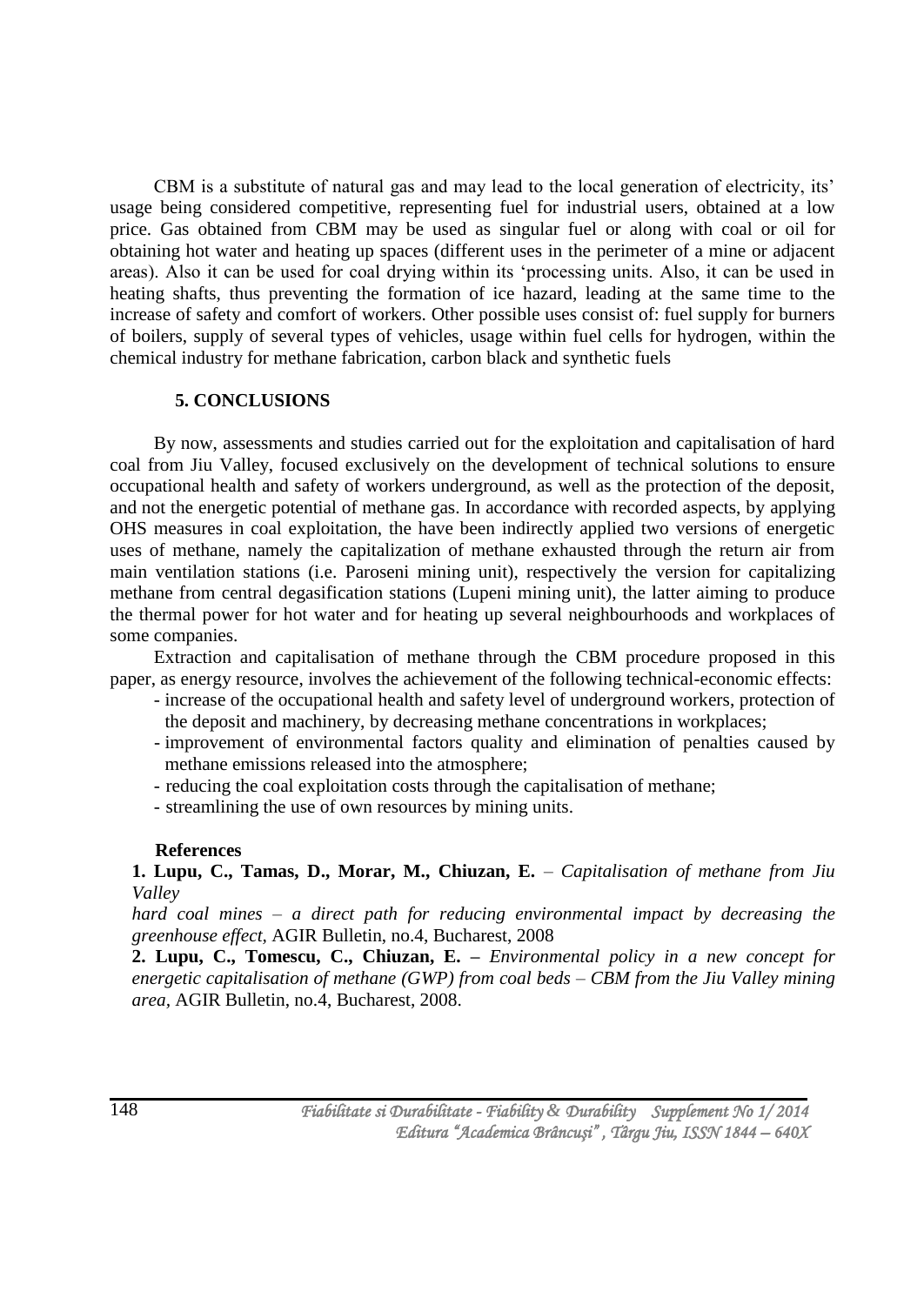CBM is a substitute of natural gas and may lead to the local generation of electricity, its' usage being considered competitive, representing fuel for industrial users, obtained at a low price. Gas obtained from CBM may be used as singular fuel or along with coal or oil for obtaining hot water and heating up spaces (different uses in the perimeter of a mine or adjacent areas). Also it can be used for coal drying within its 'processing units. Also, it can be used in heating shafts, thus preventing the formation of ice hazard, leading at the same time to the increase of safety and comfort of workers. Other possible uses consist of: fuel supply for burners of boilers, supply of several types of vehicles, usage within fuel cells for hydrogen, within the chemical industry for methane fabrication, carbon black and synthetic fuels

## 5. CONCLUSIONS

By now, assessments and studies carried out for the exploitation and capitalisation of hard coal from Jiu Valley, focused exclusively on the development of technical solutions to ensure occupational health and safety of workers underground, as well as the protection of the deposit, and not the energetic potential of methane gas. In accordance with recorded aspects, by applying OHS measures in coal exploitation, the have been indirectly applied two versions of energetic uses of methane, namely the capitalization of methane exhausted through the return air from main ventilation stations (i.e. Paroseni mining unit), respectively the version for capitalizing methane from central degasification stations (Lupeni mining unit), the latter aiming to produce the thermal power for hot water and for heating up several neighbourhoods and workplaces of some companies.

Extraction and capitalisation of methane through the CBM procedure proposed in this paper, as energy resource, involves the achievement of the following technical-economic effects:

- increase of the occupational health and safety level of underground workers, protection of the deposit and machinery, by decreasing methane concentrations in workplaces;
- improvement of environmental factors quality and elimination of penalties caused by methane emissions released into the atmosphere;
- reducing the coal exploitation costs through the capitalisation of methane;
- streamlining the use of own resources by mining units.

### References

**1. Lupu, C., Tamas, D., Morar, M., Chiuzan, E.** – *Capitalisation of methane from Jiu Valley hard coal mines – a direct path for reducing environmental impact by decreasing the greenhouse effect,* AGIR Bulletin, no.4, Bucharest, 2008

**2. Lupu, C., Tomescu, C., Chiuzan, E. –** *Environmental policy in a new concept for energetic capitalisation of methane (GWP) from coal beds – CBM from the Jiu Valley mining area*, AGIR Bulletin, no.4, Bucharest, 2008.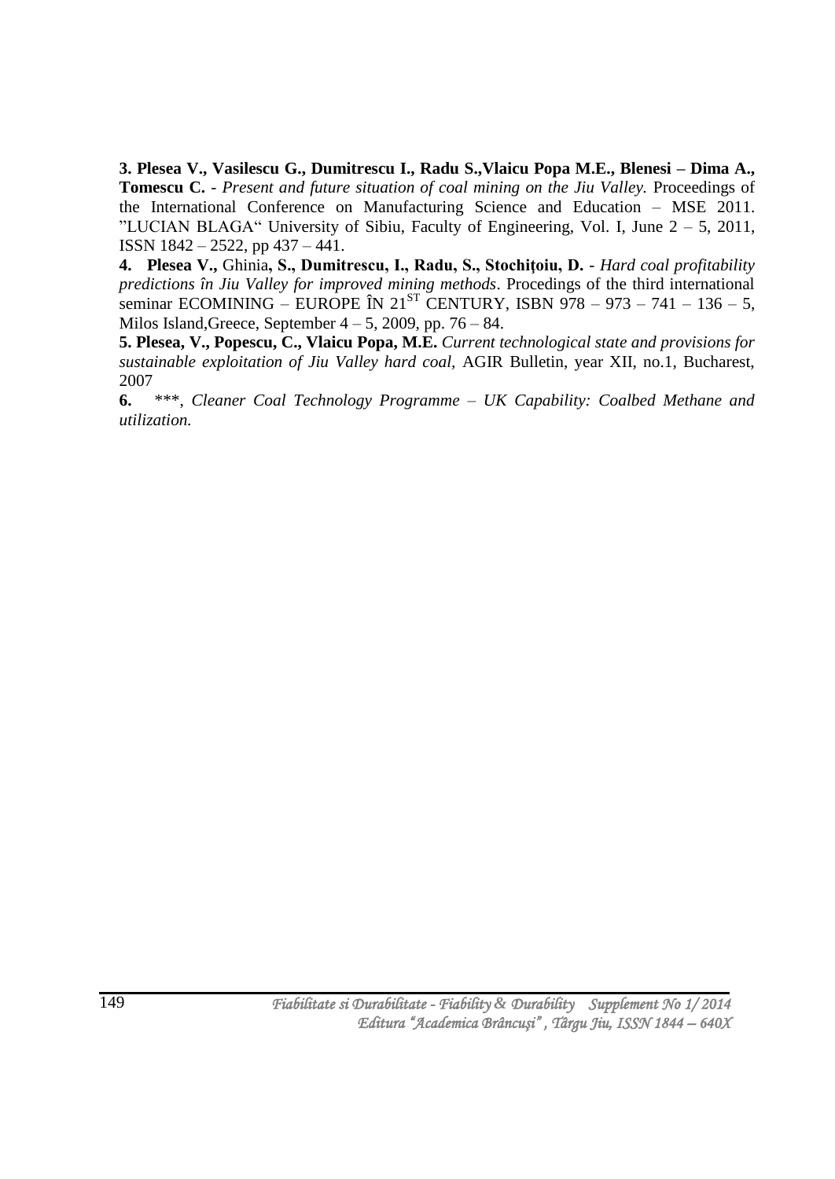**3. Plesea V., Vasilescu G., Dumitrescu I., Radu S.,Vlaicu Popa M.E., Blenesi – Dima A., Tomescu C.** - *Present and future situation of coal mining on the Jiu Valley.* Proceedings of the International Conference on Manufacturing Science and Education – MSE 2011. "LUCIAN BLAGA" University of Sibiu, Faculty of Engineering, Vol. I, June 2 – 5, 2011, ISSN 1842 – 2522, pp 437 – 441.

**4. Plesea V.,** Ghinia**, S., Dumitrescu, I., Radu, S., Stochiţoiu, D.** - *Hard coal profitability predictions în Jiu Valley for improved mining methods*. Procedings of the third international seminar ECOMINING – EUROPE ÎN 21$^{ST}$ CENTURY, ISBN 978 – 973 – 741 – 136 – 5, Milos Island,Greece, September 4 – 5, 2009, pp. 76 – 84.

**5. Plesea, V., Popescu, C., Vlaicu Popa, M.E.** *Current technological state and provisions for sustainable exploitation of Jiu Valley hard coal*, AGIR Bulletin, year XII, no.1, Bucharest, 2007

**6.** ***, *Cleaner Coal Technology Programme – UK Capability: Coalbed Methane and utilization.*